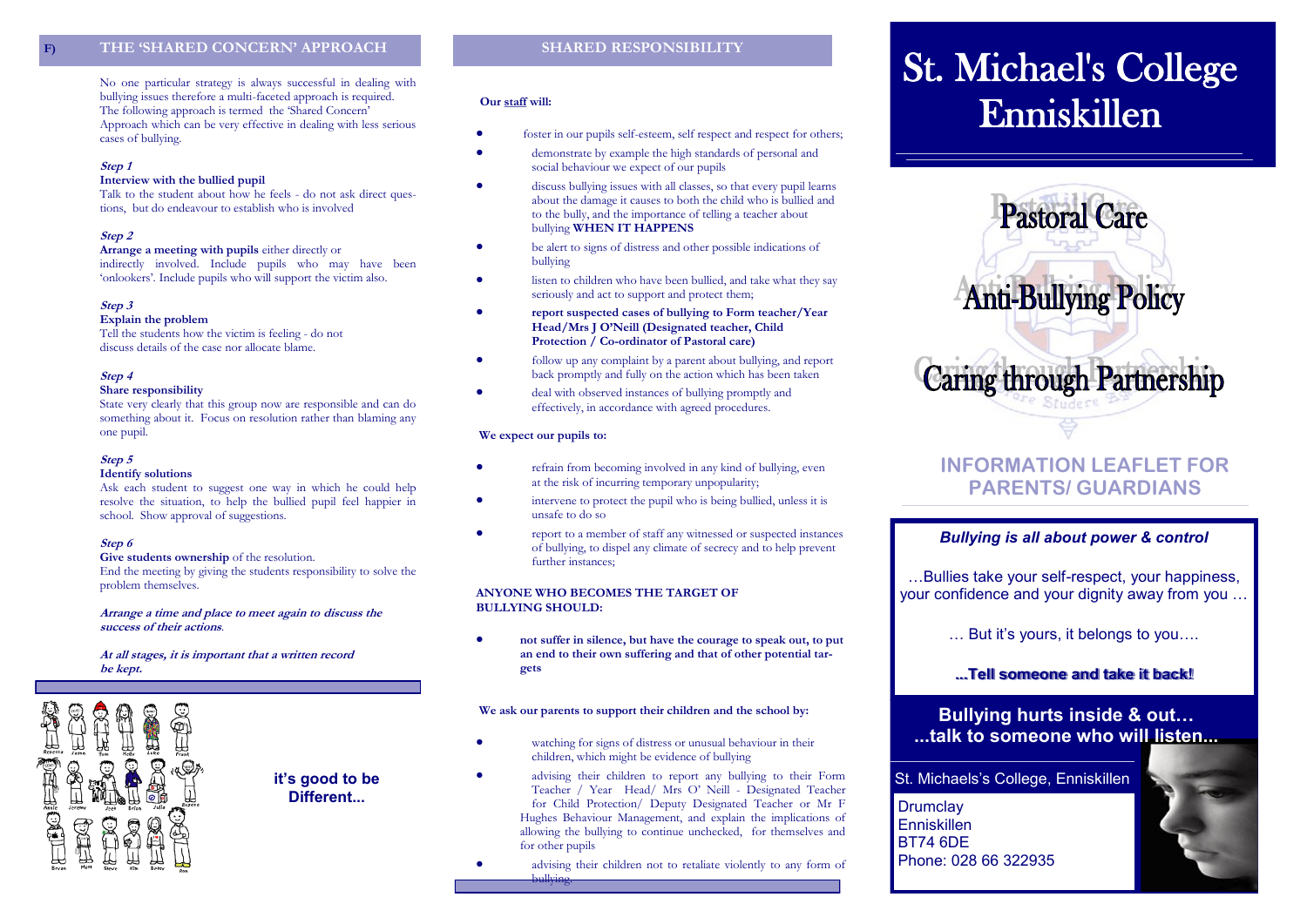## F) THE 'SHARED CONCERN' APPROACH

No one particular strategy is always successful in dealing with bullying issues therefore a multi-faceted approach is required. The following approach is termed the 'Shared Concern' Approach which can be very effective in dealing with less serious cases of bullying.

***Step 1***

**Interview with the bullied pupil**

Talk to the student about how he feels - do not ask direct questions, but do endeavour to establish who is involved

***Step 2***

**Arrange a meeting with pupils** either directly or indirectly involved. Include pupils who may have been 'onlookers'. Include pupils who will support the victim also.

***Step 3***

**Explain the problem**

Tell the students how the victim is feeling - do not discuss details of the case nor allocate blame.

***Step 4***

**Share responsibility**

State very clearly that this group now are responsible and can do something about it. Focus on resolution rather than blaming any one pupil.

***Step 5***

**Identify solutions**

Ask each student to suggest one way in which he could help resolve the situation, to help the bullied pupil feel happier in school. Show approval of suggestions.

***Step 6***

**Give students ownership** of the resolution.

End the meeting by giving the students responsibility to solve the problem themselves.

***Arrange a time and place to meet again to discuss the success of their actions.***

***At all stages, it is important that a written record be kept.***

**it's good to be Different...**

## SHARED RESPONSIBILITY

**Our staff will:**

- foster in our pupils self-esteem, self respect and respect for others;
- demonstrate by example the high standards of personal and social behaviour we expect of our pupils
- discuss bullying issues with all classes, so that every pupil learns about the damage it causes to both the child who is bullied and to the bully, and the importance of telling a teacher about bullying **WHEN IT HAPPENS**
- be alert to signs of distress and other possible indications of bullying
- listen to children who have been bullied, and take what they say seriously and act to support and protect them;
- **report suspected cases of bullying to Form teacher/Year Head/Mrs J O'Neill (Designated teacher, Child Protection / Co-ordinator of Pastoral care)**
- follow up any complaint by a parent about bullying, and report back promptly and fully on the action which has been taken
- deal with observed instances of bullying promptly and effectively, in accordance with agreed procedures.

**We expect our pupils to:**

- refrain from becoming involved in any kind of bullying, even at the risk of incurring temporary unpopularity;
- intervene to protect the pupil who is being bullied, unless it is unsafe to do so
- report to a member of staff any witnessed or suspected instances of bullying, to dispel any climate of secrecy and to help prevent further instances;

**ANYONE WHO BECOMES THE TARGET OF BULLYING SHOULD:**

- **not suffer in silence, but have the courage to speak out, to put an end to their own suffering and that of other potential targets**

**We ask our parents to support their children and the school by:**

- watching for signs of distress or unusual behaviour in their children, which might be evidence of bullying
- advising their children to report any bullying to their Form Teacher / Year Head/ Mrs O' Neill - Designated Teacher for Child Protection/ Deputy Designated Teacher or Mr F Hughes Behaviour Management, and explain the implications of allowing the bullying to continue unchecked, for themselves and for other pupils
- advising their children not to retaliate violently to any form of bullying.

# St. Michael's College Enniskillen

## Pastoral Care

## Anti-Bullying Policy

## Caring through Partnership

## INFORMATION LEAFLET FOR PARENTS/ GUARDIANS

***Bullying is all about power & control***

…Bullies take your self-respect, your happiness, your confidence and your dignity away from you …

… But it's yours, it belongs to you….

**...Tell someone and take it back!**

**Bullying hurts inside & out… ...talk to someone who will listen...**

St. Michaels's College, Enniskillen

Drumclay
Enniskillen
BT74 6DE
Phone: 028 66 322935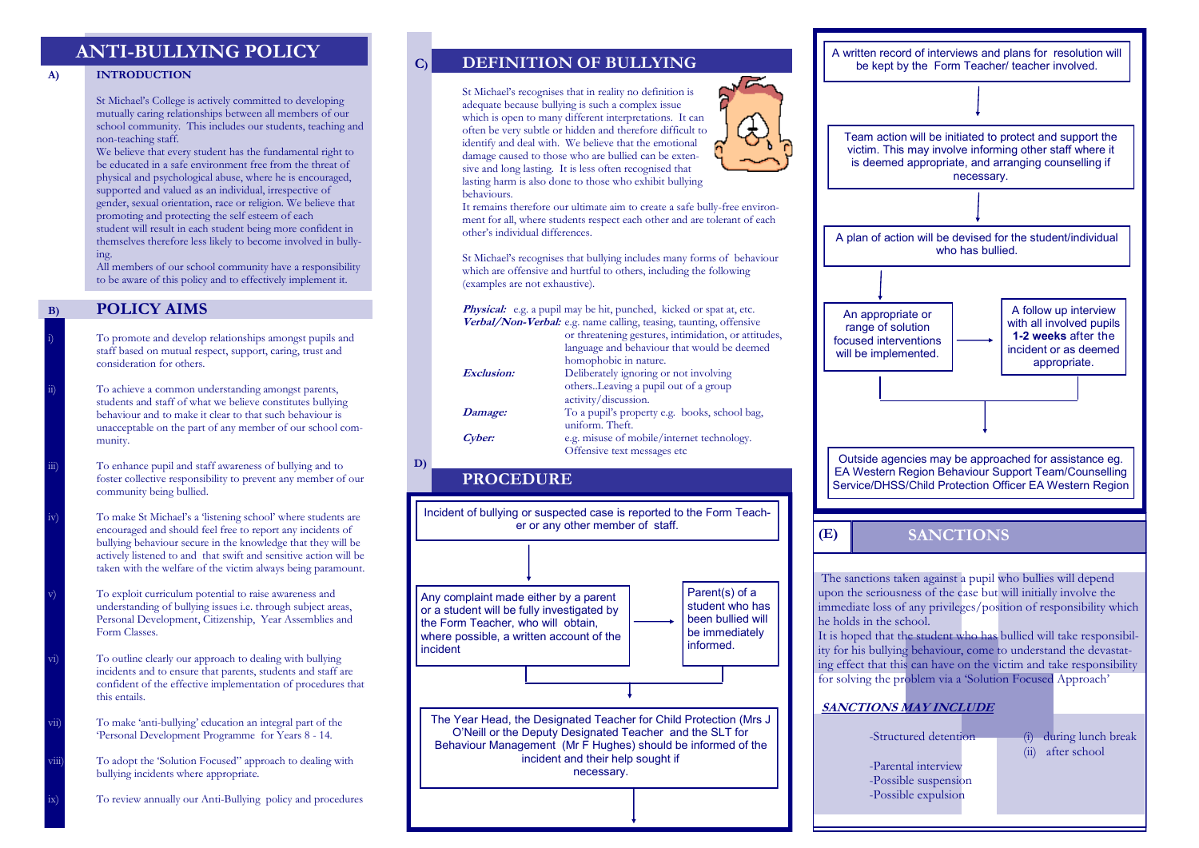# ANTI-BULLYING POLICY

## A) INTRODUCTION

St Michael's College is actively committed to developing mutually caring relationships between all members of our school community. This includes our students, teaching and non-teaching staff.

We believe that every student has the fundamental right to be educated in a safe environment free from the threat of physical and psychological abuse, where he is encouraged, supported and valued as an individual, irrespective of gender, sexual orientation, race or religion. We believe that promoting and protecting the self esteem of each student will result in each student being more confident in themselves therefore less likely to become involved in bullying.

All members of our school community have a responsibility to be aware of this policy and to effectively implement it.

## B) POLICY AIMS

i) To promote and develop relationships amongst pupils and staff based on mutual respect, support, caring, trust and consideration for others.

ii) To achieve a common understanding amongst parents, students and staff of what we believe constitutes bullying behaviour and to make it clear to that such behaviour is unacceptable on the part of any member of our school community.

iii) To enhance pupil and staff awareness of bullying and to foster collective responsibility to prevent any member of our community being bullied.

iv) To make St Michael's a 'listening school' where students are encouraged and should feel free to report any incidents of bullying behaviour secure in the knowledge that they will be actively listened to and that swift and sensitive action will be taken with the welfare of the victim always being paramount.

v) To exploit curriculum potential to raise awareness and understanding of bullying issues i.e. through subject areas, Personal Development, Citizenship, Year Assemblies and Form Classes.

vi) To outline clearly our approach to dealing with bullying incidents and to ensure that parents, students and staff are confident of the effective implementation of procedures that this entails.

vii) To make 'anti-bullying' education an integral part of the 'Personal Development Programme for Years 8 - 14.

viii) To adopt the 'Solution Focused" approach to dealing with bullying incidents where appropriate.

ix) To review annually our Anti-Bullying policy and procedures

## C) DEFINITION OF BULLYING

St Michael's recognises that in reality no definition is adequate because bullying is such a complex issue which is open to many different interpretations. It can often be very subtle or hidden and therefore difficult to identify and deal with. We believe that the emotional damage caused to those who are bullied can be extensive and long lasting. It is less often recognised that lasting harm is also done to those who exhibit bullying behaviours.

It remains therefore our ultimate aim to create a safe bully-free environment for all, where students respect each other and are tolerant of each other's individual differences.

St Michael's recognises that bullying includes many forms of behaviour which are offensive and hurtful to others, including the following (examples are not exhaustive).

***Physical:*** e.g. a pupil may be hit, punched, kicked or spat at, etc.

***Verbal/Non-Verbal:*** e.g. name calling, teasing, taunting, offensive or threatening gestures, intimidation, or attitudes, language and behaviour that would be deemed homophobic in nature.

***Exclusion:*** Deliberately ignoring or not involving others..Leaving a pupil out of a group activity/discussion.

***Damage:*** To a pupil's property e.g. books, school bag, uniform. Theft.

***Cyber:*** e.g. misuse of mobile/internet technology. Offensive text messages etc

## D) PROCEDURE

Incident of bullying or suspected case is reported to the Form Teacher or any other member of staff.

↓

Any complaint made either by a parent or a student will be fully investigated by the Form Teacher, who will obtain, where possible, a written account of the incident → Parent(s) of a student who has been bullied will be immediately informed.

↓

The Year Head, the Designated Teacher for Child Protection (Mrs J O'Neill or the Deputy Designated Teacher and the SLT for Behaviour Management (Mr F Hughes) should be informed of the incident and their help sought if necessary.

↓

A written record of interviews and plans for resolution will be kept by the Form Teacher/ teacher involved.

↓

Team action will be initiated to protect and support the victim. This may involve informing other staff where it is deemed appropriate, and arranging counselling if necessary.

↓

A plan of action will be devised for the student/individual who has bullied.

↓

An appropriate or range of solution focused interventions will be implemented. → A follow up interview with all involved pupils **1-2 weeks** after the incident or as deemed appropriate.

↓

Outside agencies may be approached for assistance eg. EA Western Region Behaviour Support Team/Counselling Service/DHSS/Child Protection Officer EA Western Region

## (E) SANCTIONS

The sanctions taken against a pupil who bullies will depend upon the seriousness of the case but will initially involve the immediate loss of any privileges/position of responsibility which he holds in the school.

It is hoped that the student who has bullied will take responsibility for his bullying behaviour, come to understand the devastating effect that this can have on the victim and take responsibility for solving the problem via a 'Solution Focused Approach'

**SANCTIONS MAY INCLUDE**

- Structured detention (i) during lunch break (ii) after school
- Parental interview
- Possible suspension
- Possible expulsion